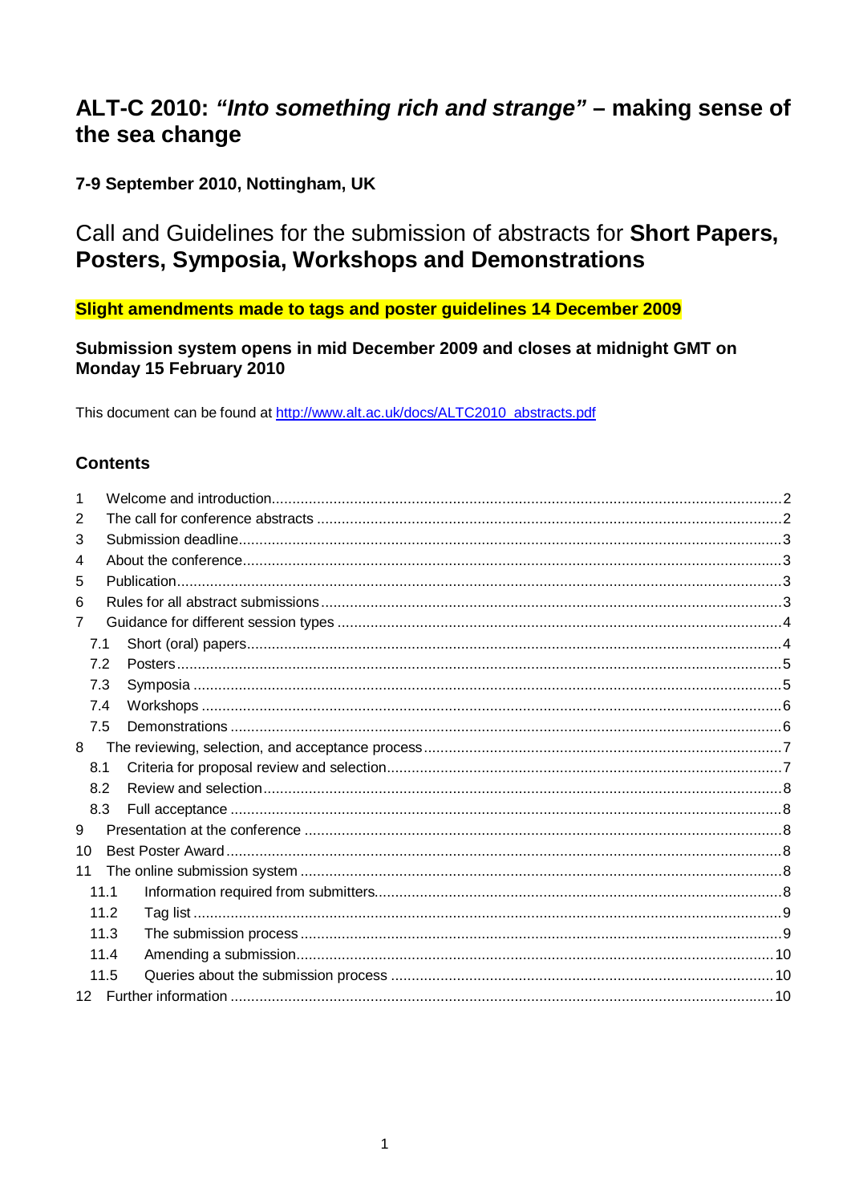# ALT-C 2010: *"Into something rich and strange"* – making sense of the sea change

## 7-9 September 2010, Nottingham, UK

# Call and Guidelines for the submission of abstracts for **Short Papers, Posters, Symposia, Workshops and Demonstrations**

**Slight amendments made to tags and poster guidelines 14 December 2009**

**Submission system opens in mid December 2009 and closes at midnight GMT on Monday 15 February 2010**

This document can be found at http://www.alt.ac.uk/docs/ALTC2010_abstracts.pdf

## Contents

1 Welcome and introduction ... 2
2 The call for conference abstracts ... 2
3 Submission deadline ... 3
4 About the conference ... 3
5 Publication ... 3
6 Rules for all abstract submissions ... 3
7 Guidance for different session types ... 4
  7.1 Short (oral) papers ... 4
  7.2 Posters ... 5
  7.3 Symposia ... 5
  7.4 Workshops ... 6
  7.5 Demonstrations ... 6
8 The reviewing, selection, and acceptance process ... 7
  8.1 Criteria for proposal review and selection ... 7
  8.2 Review and selection ... 8
  8.3 Full acceptance ... 8
9 Presentation at the conference ... 8
10 Best Poster Award ... 8
11 The online submission system ... 8
  11.1 Information required from submitters ... 8
  11.2 Tag list ... 9
  11.3 The submission process ... 9
  11.4 Amending a submission ... 10
  11.5 Queries about the submission process ... 10
12 Further information ... 10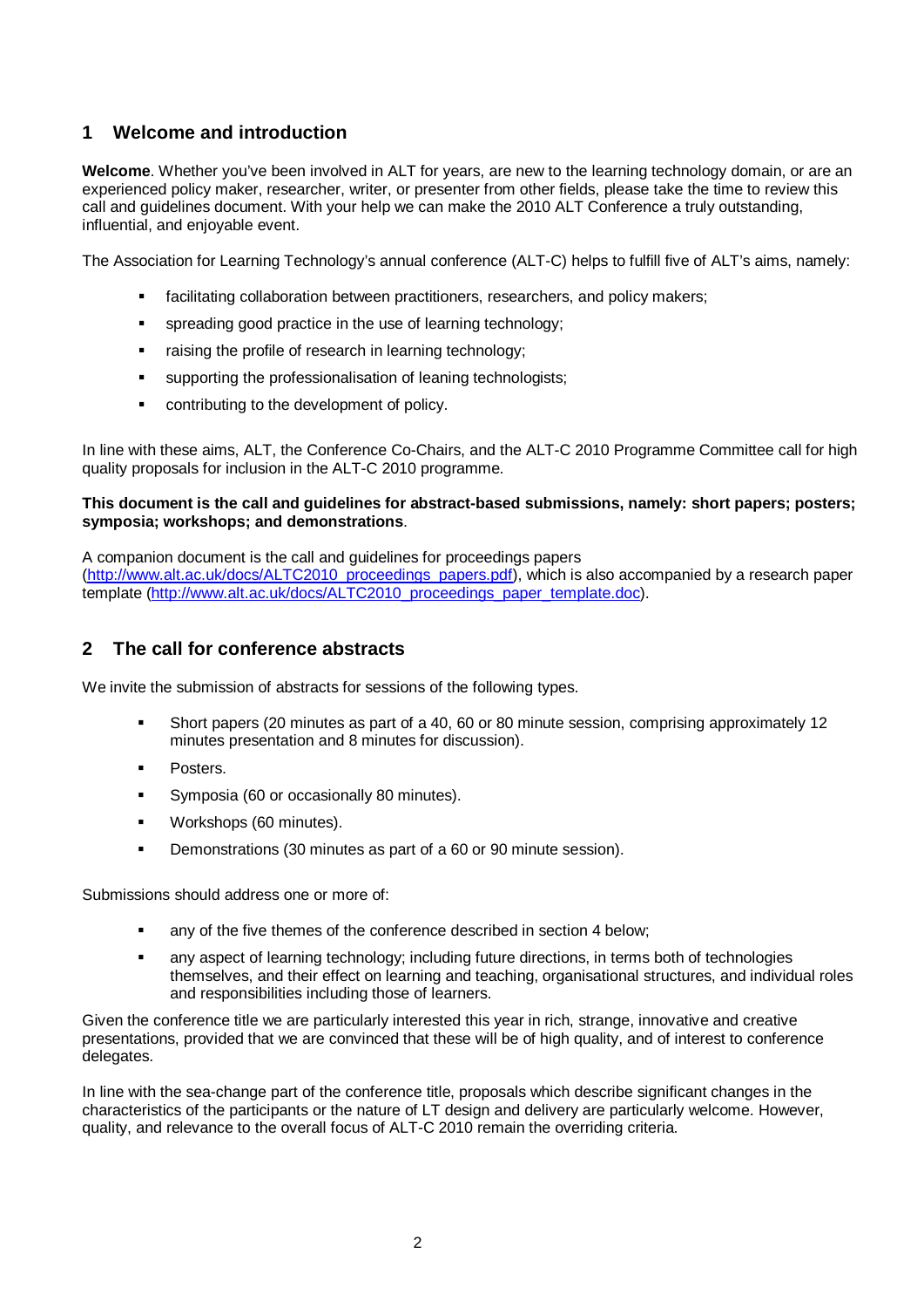## 1 Welcome and introduction

**Welcome**. Whether you've been involved in ALT for years, are new to the learning technology domain, or are an experienced policy maker, researcher, writer, or presenter from other fields, please take the time to review this call and guidelines document. With your help we can make the 2010 ALT Conference a truly outstanding, influential, and enjoyable event.

The Association for Learning Technology's annual conference (ALT-C) helps to fulfill five of ALT's aims, namely:

- facilitating collaboration between practitioners, researchers, and policy makers;
- spreading good practice in the use of learning technology;
- raising the profile of research in learning technology;
- supporting the professionalisation of leaning technologists;
- contributing to the development of policy.

In line with these aims, ALT, the Conference Co-Chairs, and the ALT-C 2010 Programme Committee call for high quality proposals for inclusion in the ALT-C 2010 programme.

**This document is the call and guidelines for abstract-based submissions, namely: short papers; posters; symposia; workshops; and demonstrations**.

A companion document is the call and guidelines for proceedings papers (http://www.alt.ac.uk/docs/ALTC2010_proceedings_papers.pdf), which is also accompanied by a research paper template (http://www.alt.ac.uk/docs/ALTC2010_proceedings_paper_template.doc).

## 2 The call for conference abstracts

We invite the submission of abstracts for sessions of the following types.

- Short papers (20 minutes as part of a 40, 60 or 80 minute session, comprising approximately 12 minutes presentation and 8 minutes for discussion).
- Posters.
- Symposia (60 or occasionally 80 minutes).
- Workshops (60 minutes).
- Demonstrations (30 minutes as part of a 60 or 90 minute session).

Submissions should address one or more of:

- any of the five themes of the conference described in section 4 below;
- any aspect of learning technology; including future directions, in terms both of technologies themselves, and their effect on learning and teaching, organisational structures, and individual roles and responsibilities including those of learners.

Given the conference title we are particularly interested this year in rich, strange, innovative and creative presentations, provided that we are convinced that these will be of high quality, and of interest to conference delegates.

In line with the sea-change part of the conference title, proposals which describe significant changes in the characteristics of the participants or the nature of LT design and delivery are particularly welcome. However, quality, and relevance to the overall focus of ALT-C 2010 remain the overriding criteria.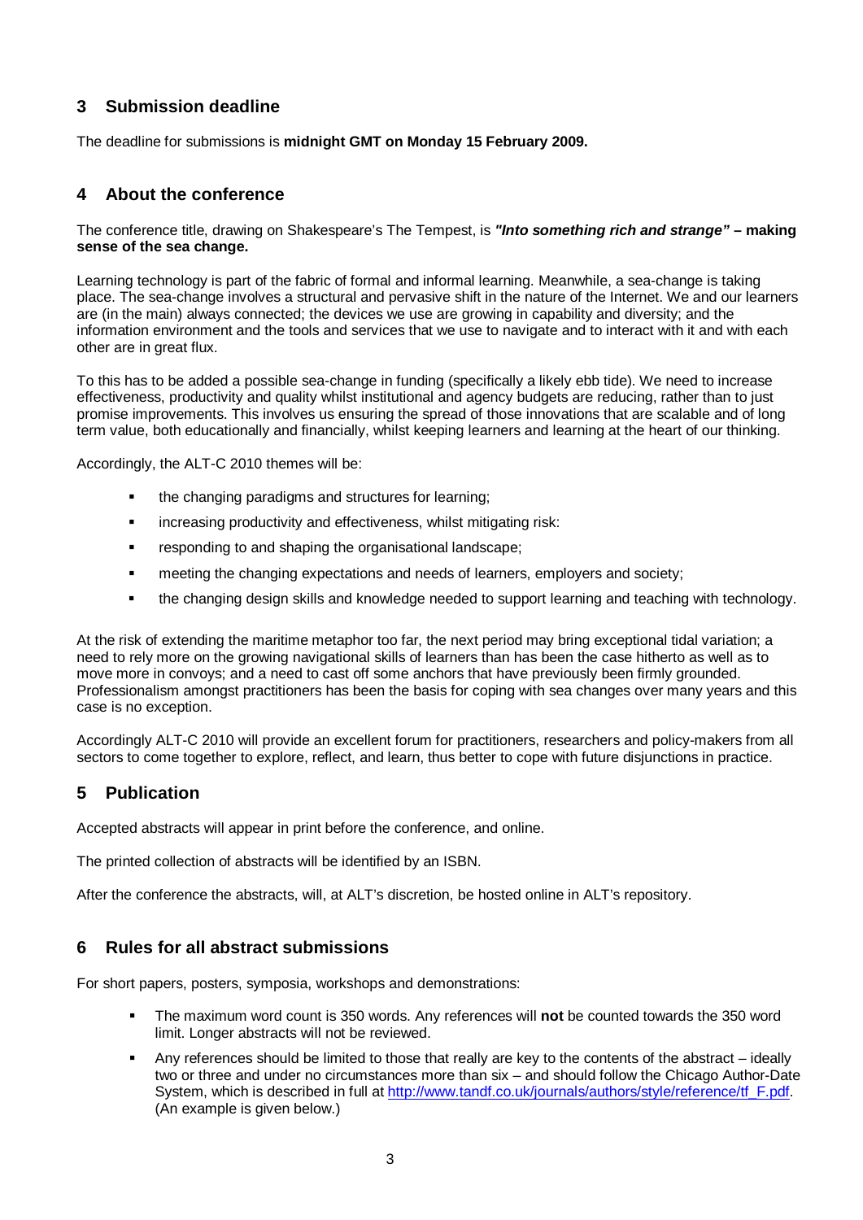## 3 Submission deadline

The deadline for submissions is **midnight GMT on Monday 15 February 2009.**

## 4 About the conference

The conference title, drawing on Shakespeare's The Tempest, is ***"Into something rich and strange"*** **– making sense of the sea change.**

Learning technology is part of the fabric of formal and informal learning. Meanwhile, a sea-change is taking place. The sea-change involves a structural and pervasive shift in the nature of the Internet. We and our learners are (in the main) always connected; the devices we use are growing in capability and diversity; and the information environment and the tools and services that we use to navigate and to interact with it and with each other are in great flux.

To this has to be added a possible sea-change in funding (specifically a likely ebb tide). We need to increase effectiveness, productivity and quality whilst institutional and agency budgets are reducing, rather than to just promise improvements. This involves us ensuring the spread of those innovations that are scalable and of long term value, both educationally and financially, whilst keeping learners and learning at the heart of our thinking.

Accordingly, the ALT-C 2010 themes will be:

- the changing paradigms and structures for learning;
- increasing productivity and effectiveness, whilst mitigating risk:
- responding to and shaping the organisational landscape;
- meeting the changing expectations and needs of learners, employers and society;
- the changing design skills and knowledge needed to support learning and teaching with technology.

At the risk of extending the maritime metaphor too far, the next period may bring exceptional tidal variation; a need to rely more on the growing navigational skills of learners than has been the case hitherto as well as to move more in convoys; and a need to cast off some anchors that have previously been firmly grounded. Professionalism amongst practitioners has been the basis for coping with sea changes over many years and this case is no exception.

Accordingly ALT-C 2010 will provide an excellent forum for practitioners, researchers and policy-makers from all sectors to come together to explore, reflect, and learn, thus better to cope with future disjunctions in practice.

## 5 Publication

Accepted abstracts will appear in print before the conference, and online.

The printed collection of abstracts will be identified by an ISBN.

After the conference the abstracts, will, at ALT's discretion, be hosted online in ALT's repository.

## 6 Rules for all abstract submissions

For short papers, posters, symposia, workshops and demonstrations:

- The maximum word count is 350 words. Any references will **not** be counted towards the 350 word limit. Longer abstracts will not be reviewed.
- Any references should be limited to those that really are key to the contents of the abstract – ideally two or three and under no circumstances more than six – and should follow the Chicago Author-Date System, which is described in full at http://www.tandf.co.uk/journals/authors/style/reference/tf_F.pdf. (An example is given below.)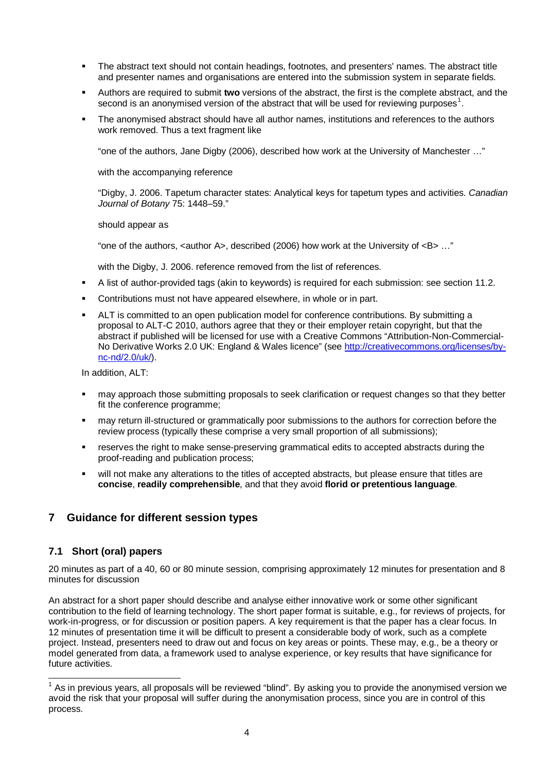- The abstract text should not contain headings, footnotes, and presenters' names. The abstract title and presenter names and organisations are entered into the submission system in separate fields.
- Authors are required to submit **two** versions of the abstract, the first is the complete abstract, and the second is an anonymised version of the abstract that will be used for reviewing purposes[1].
- The anonymised abstract should have all author names, institutions and references to the authors work removed. Thus a text fragment like

  "one of the authors, Jane Digby (2006), described how work at the University of Manchester …"

  with the accompanying reference

  "Digby, J. 2006. Tapetum character states: Analytical keys for tapetum types and activities. *Canadian Journal of Botany* 75: 1448–59."

  should appear as

  "one of the authors, <author A>, described (2006) how work at the University of <B> …"

  with the Digby, J. 2006. reference removed from the list of references.
- A list of author-provided tags (akin to keywords) is required for each submission: see section 11.2.
- Contributions must not have appeared elsewhere, in whole or in part.
- ALT is committed to an open publication model for conference contributions. By submitting a proposal to ALT-C 2010, authors agree that they or their employer retain copyright, but that the abstract if published will be licensed for use with a Creative Commons "Attribution-Non-Commercial-No Derivative Works 2.0 UK: England & Wales licence" (see http://creativecommons.org/licenses/by-nc-nd/2.0/uk/).

In addition, ALT:

- may approach those submitting proposals to seek clarification or request changes so that they better fit the conference programme;
- may return ill-structured or grammatically poor submissions to the authors for correction before the review process (typically these comprise a very small proportion of all submissions);
- reserves the right to make sense-preserving grammatical edits to accepted abstracts during the proof-reading and publication process;
- will not make any alterations to the titles of accepted abstracts, but please ensure that titles are **concise**, **readily comprehensible**, and that they avoid **florid or pretentious language**.

## 7 Guidance for different session types

### 7.1 Short (oral) papers

20 minutes as part of a 40, 60 or 80 minute session, comprising approximately 12 minutes for presentation and 8 minutes for discussion

An abstract for a short paper should describe and analyse either innovative work or some other significant contribution to the field of learning technology. The short paper format is suitable, e.g., for reviews of projects, for work-in-progress, or for discussion or position papers. A key requirement is that the paper has a clear focus. In 12 minutes of presentation time it will be difficult to present a considerable body of work, such as a complete project. Instead, presenters need to draw out and focus on key areas or points. These may, e.g., be a theory or model generated from data, a framework used to analyse experience, or key results that have significance for future activities.

---

[1] As in previous years, all proposals will be reviewed "blind". By asking you to provide the anonymised version we avoid the risk that your proposal will suffer during the anonymisation process, since you are in control of this process.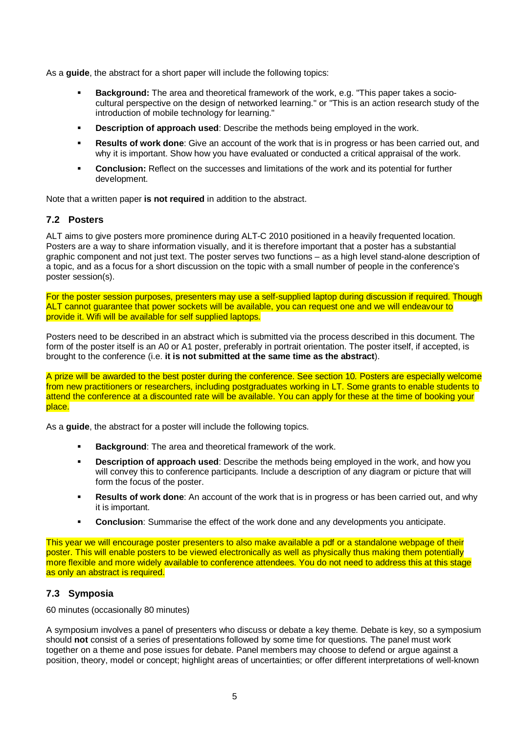As a **guide**, the abstract for a short paper will include the following topics:

- **Background:** The area and theoretical framework of the work, e.g. "This paper takes a socio-cultural perspective on the design of networked learning." or "This is an action research study of the introduction of mobile technology for learning."
- **Description of approach used**: Describe the methods being employed in the work.
- **Results of work done**: Give an account of the work that is in progress or has been carried out, and why it is important. Show how you have evaluated or conducted a critical appraisal of the work.
- **Conclusion:** Reflect on the successes and limitations of the work and its potential for further development.

Note that a written paper **is not required** in addition to the abstract.

### 7.2 Posters

ALT aims to give posters more prominence during ALT-C 2010 positioned in a heavily frequented location. Posters are a way to share information visually, and it is therefore important that a poster has a substantial graphic component and not just text. The poster serves two functions – as a high level stand-alone description of a topic, and as a focus for a short discussion on the topic with a small number of people in the conference's poster session(s).

For the poster session purposes, presenters may use a self-supplied laptop during discussion if required. Though ALT cannot guarantee that power sockets will be available, you can request one and we will endeavour to provide it. Wifi will be available for self supplied laptops.

Posters need to be described in an abstract which is submitted via the process described in this document. The form of the poster itself is an A0 or A1 poster, preferably in portrait orientation. The poster itself, if accepted, is brought to the conference (i.e. **it is not submitted at the same time as the abstract**).

A prize will be awarded to the best poster during the conference. See section 10. Posters are especially welcome from new practitioners or researchers, including postgraduates working in LT. Some grants to enable students to attend the conference at a discounted rate will be available. You can apply for these at the time of booking your place.

As a **guide**, the abstract for a poster will include the following topics.

- **Background**: The area and theoretical framework of the work.
- **Description of approach used**: Describe the methods being employed in the work, and how you will convey this to conference participants. Include a description of any diagram or picture that will form the focus of the poster.
- **Results of work done**: An account of the work that is in progress or has been carried out, and why it is important.
- **Conclusion**: Summarise the effect of the work done and any developments you anticipate.

This year we will encourage poster presenters to also make available a pdf or a standalone webpage of their poster. This will enable posters to be viewed electronically as well as physically thus making them potentially more flexible and more widely available to conference attendees. You do not need to address this at this stage as only an abstract is required.

### 7.3 Symposia

60 minutes (occasionally 80 minutes)

A symposium involves a panel of presenters who discuss or debate a key theme. Debate is key, so a symposium should **not** consist of a series of presentations followed by some time for questions. The panel must work together on a theme and pose issues for debate. Panel members may choose to defend or argue against a position, theory, model or concept; highlight areas of uncertainties; or offer different interpretations of well-known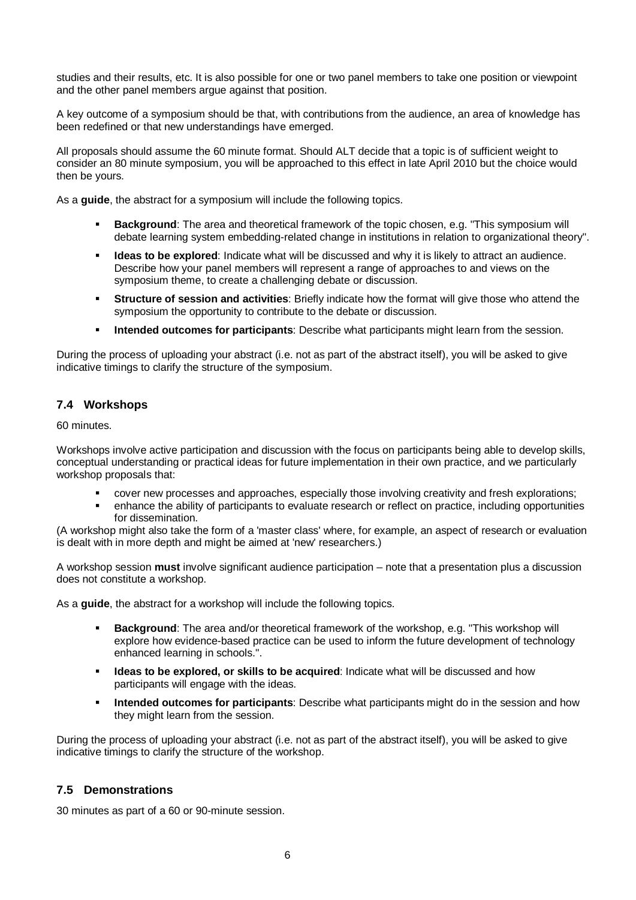studies and their results, etc. It is also possible for one or two panel members to take one position or viewpoint and the other panel members argue against that position.

A key outcome of a symposium should be that, with contributions from the audience, an area of knowledge has been redefined or that new understandings have emerged.

All proposals should assume the 60 minute format. Should ALT decide that a topic is of sufficient weight to consider an 80 minute symposium, you will be approached to this effect in late April 2010 but the choice would then be yours.

As a **guide**, the abstract for a symposium will include the following topics.

- **Background**: The area and theoretical framework of the topic chosen, e.g. "This symposium will debate learning system embedding-related change in institutions in relation to organizational theory".
- **Ideas to be explored**: Indicate what will be discussed and why it is likely to attract an audience. Describe how your panel members will represent a range of approaches to and views on the symposium theme, to create a challenging debate or discussion.
- **Structure of session and activities**: Briefly indicate how the format will give those who attend the symposium the opportunity to contribute to the debate or discussion.
- **Intended outcomes for participants**: Describe what participants might learn from the session.

During the process of uploading your abstract (i.e. not as part of the abstract itself), you will be asked to give indicative timings to clarify the structure of the symposium.

### 7.4 Workshops

60 minutes.

Workshops involve active participation and discussion with the focus on participants being able to develop skills, conceptual understanding or practical ideas for future implementation in their own practice, and we particularly workshop proposals that:

- cover new processes and approaches, especially those involving creativity and fresh explorations;
- enhance the ability of participants to evaluate research or reflect on practice, including opportunities for dissemination.

(A workshop might also take the form of a 'master class' where, for example, an aspect of research or evaluation is dealt with in more depth and might be aimed at 'new' researchers.)

A workshop session **must** involve significant audience participation – note that a presentation plus a discussion does not constitute a workshop.

As a **guide**, the abstract for a workshop will include the following topics.

- **Background**: The area and/or theoretical framework of the workshop, e.g. "This workshop will explore how evidence-based practice can be used to inform the future development of technology enhanced learning in schools.".
- **Ideas to be explored, or skills to be acquired**: Indicate what will be discussed and how participants will engage with the ideas.
- **Intended outcomes for participants**: Describe what participants might do in the session and how they might learn from the session.

During the process of uploading your abstract (i.e. not as part of the abstract itself), you will be asked to give indicative timings to clarify the structure of the workshop.

### 7.5 Demonstrations

30 minutes as part of a 60 or 90-minute session.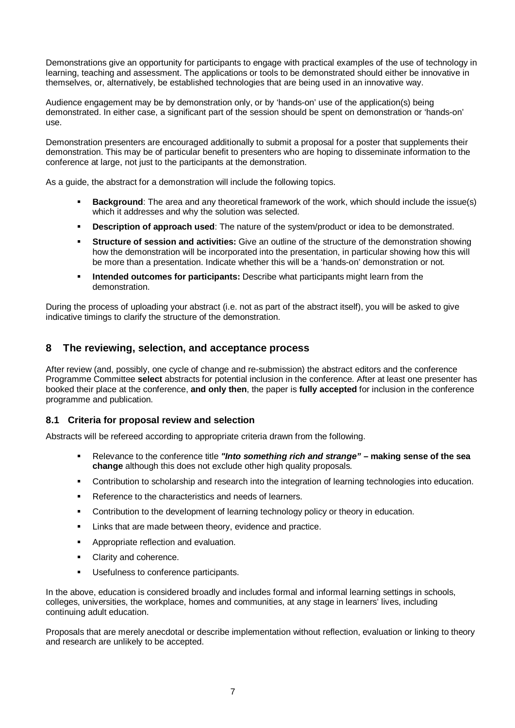Demonstrations give an opportunity for participants to engage with practical examples of the use of technology in learning, teaching and assessment. The applications or tools to be demonstrated should either be innovative in themselves, or, alternatively, be established technologies that are being used in an innovative way.

Audience engagement may be by demonstration only, or by 'hands-on' use of the application(s) being demonstrated. In either case, a significant part of the session should be spent on demonstration or 'hands-on' use.

Demonstration presenters are encouraged additionally to submit a proposal for a poster that supplements their demonstration. This may be of particular benefit to presenters who are hoping to disseminate information to the conference at large, not just to the participants at the demonstration.

As a guide, the abstract for a demonstration will include the following topics.

- **Background**: The area and any theoretical framework of the work, which should include the issue(s) which it addresses and why the solution was selected.
- **Description of approach used**: The nature of the system/product or idea to be demonstrated.
- **Structure of session and activities:** Give an outline of the structure of the demonstration showing how the demonstration will be incorporated into the presentation, in particular showing how this will be more than a presentation. Indicate whether this will be a 'hands-on' demonstration or not.
- **Intended outcomes for participants:** Describe what participants might learn from the demonstration.

During the process of uploading your abstract (i.e. not as part of the abstract itself), you will be asked to give indicative timings to clarify the structure of the demonstration.

## 8 The reviewing, selection, and acceptance process

After review (and, possibly, one cycle of change and re-submission) the abstract editors and the conference Programme Committee **select** abstracts for potential inclusion in the conference. After at least one presenter has booked their place at the conference, **and only then**, the paper is **fully accepted** for inclusion in the conference programme and publication.

### 8.1 Criteria for proposal review and selection

Abstracts will be refereed according to appropriate criteria drawn from the following.

- Relevance to the conference title ***"Into something rich and strange"*** **– making sense of the sea change** although this does not exclude other high quality proposals.
- Contribution to scholarship and research into the integration of learning technologies into education.
- Reference to the characteristics and needs of learners.
- Contribution to the development of learning technology policy or theory in education.
- Links that are made between theory, evidence and practice.
- Appropriate reflection and evaluation.
- Clarity and coherence.
- Usefulness to conference participants.

In the above, education is considered broadly and includes formal and informal learning settings in schools, colleges, universities, the workplace, homes and communities, at any stage in learners' lives, including continuing adult education.

Proposals that are merely anecdotal or describe implementation without reflection, evaluation or linking to theory and research are unlikely to be accepted.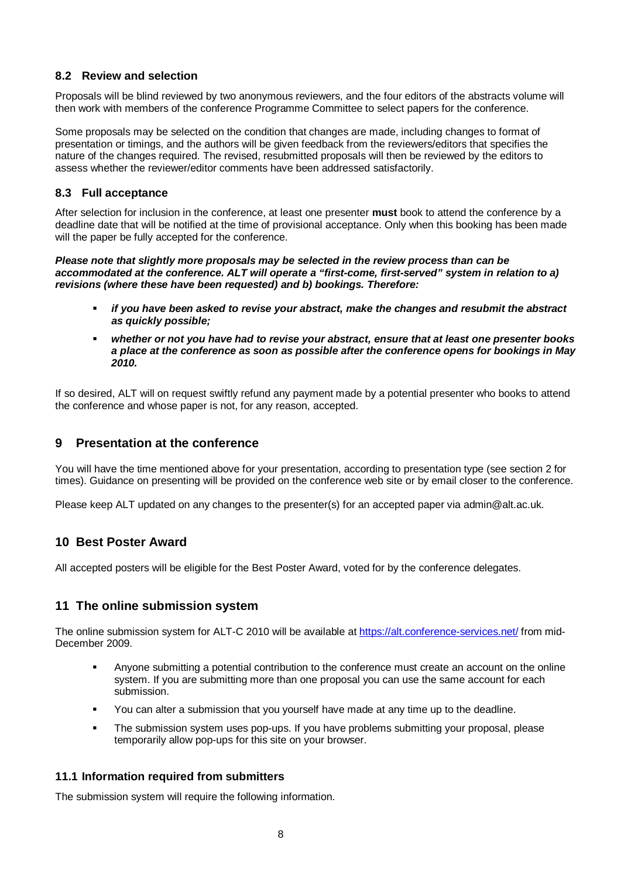### 8.2 Review and selection

Proposals will be blind reviewed by two anonymous reviewers, and the four editors of the abstracts volume will then work with members of the conference Programme Committee to select papers for the conference.

Some proposals may be selected on the condition that changes are made, including changes to format of presentation or timings, and the authors will be given feedback from the reviewers/editors that specifies the nature of the changes required. The revised, resubmitted proposals will then be reviewed by the editors to assess whether the reviewer/editor comments have been addressed satisfactorily.

### 8.3 Full acceptance

After selection for inclusion in the conference, at least one presenter **must** book to attend the conference by a deadline date that will be notified at the time of provisional acceptance. Only when this booking has been made will the paper be fully accepted for the conference.

***Please note that slightly more proposals may be selected in the review process than can be accommodated at the conference. ALT will operate a "first-come, first-served" system in relation to a) revisions (where these have been requested) and b) bookings. Therefore:***

- ***if you have been asked to revise your abstract, make the changes and resubmit the abstract as quickly possible;***
- ***whether or not you have had to revise your abstract, ensure that at least one presenter books a place at the conference as soon as possible after the conference opens for bookings in May 2010.***

If so desired, ALT will on request swiftly refund any payment made by a potential presenter who books to attend the conference and whose paper is not, for any reason, accepted.

## 9 Presentation at the conference

You will have the time mentioned above for your presentation, according to presentation type (see section 2 for times). Guidance on presenting will be provided on the conference web site or by email closer to the conference.

Please keep ALT updated on any changes to the presenter(s) for an accepted paper via admin@alt.ac.uk.

## 10 Best Poster Award

All accepted posters will be eligible for the Best Poster Award, voted for by the conference delegates.

## 11 The online submission system

The online submission system for ALT-C 2010 will be available at https://alt.conference-services.net/ from mid-December 2009.

- Anyone submitting a potential contribution to the conference must create an account on the online system. If you are submitting more than one proposal you can use the same account for each submission.
- You can alter a submission that you yourself have made at any time up to the deadline.
- The submission system uses pop-ups. If you have problems submitting your proposal, please temporarily allow pop-ups for this site on your browser.

### 11.1 Information required from submitters

The submission system will require the following information.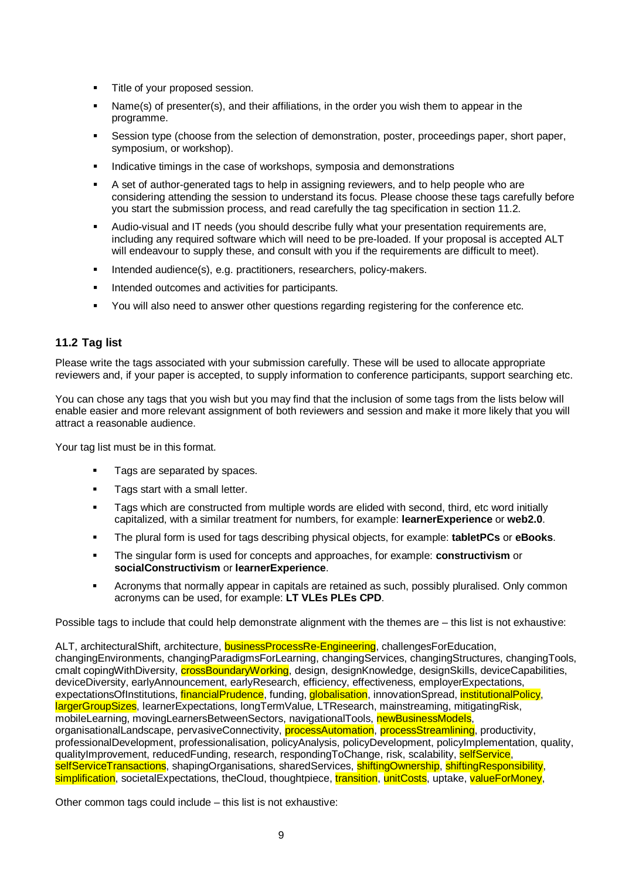- Title of your proposed session.
- Name(s) of presenter(s), and their affiliations, in the order you wish them to appear in the programme.
- Session type (choose from the selection of demonstration, poster, proceedings paper, short paper, symposium, or workshop).
- Indicative timings in the case of workshops, symposia and demonstrations
- A set of author-generated tags to help in assigning reviewers, and to help people who are considering attending the session to understand its focus. Please choose these tags carefully before you start the submission process, and read carefully the tag specification in section 11.2.
- Audio-visual and IT needs (you should describe fully what your presentation requirements are, including any required software which will need to be pre-loaded. If your proposal is accepted ALT will endeavour to supply these, and consult with you if the requirements are difficult to meet).
- Intended audience(s), e.g. practitioners, researchers, policy-makers.
- Intended outcomes and activities for participants.
- You will also need to answer other questions regarding registering for the conference etc.

## 11.2 Tag list

Please write the tags associated with your submission carefully. These will be used to allocate appropriate reviewers and, if your paper is accepted, to supply information to conference participants, support searching etc.

You can chose any tags that you wish but you may find that the inclusion of some tags from the lists below will enable easier and more relevant assignment of both reviewers and session and make it more likely that you will attract a reasonable audience.

Your tag list must be in this format.

- Tags are separated by spaces.
- Tags start with a small letter.
- Tags which are constructed from multiple words are elided with second, third, etc word initially capitalized, with a similar treatment for numbers, for example: **learnerExperience** or **web2.0**.
- The plural form is used for tags describing physical objects, for example: **tabletPCs** or **eBooks**.
- The singular form is used for concepts and approaches, for example: **constructivism** or **socialConstructivism** or **learnerExperience**.
- Acronyms that normally appear in capitals are retained as such, possibly pluralised. Only common acronyms can be used, for example: **LT VLEs PLEs CPD**.

Possible tags to include that could help demonstrate alignment with the themes are – this list is not exhaustive:

ALT, architecturalShift, architecture, businessProcessRe-Engineering, challengesForEducation, changingEnvironments, changingParadigmsForLearning, changingServices, changingStructures, changingTools, cmalt copingWithDiversity, crossBoundaryWorking, design, designKnowledge, designSkills, deviceCapabilities, deviceDiversity, earlyAnnouncement, earlyResearch, efficiency, effectiveness, employerExpectations, expectationsOfInstitutions, financialPrudence, funding, globalisation, innovationSpread, institutionalPolicy, largerGroupSizes, learnerExpectations, longTermValue, LTResearch, mainstreaming, mitigatingRisk, mobileLearning, movingLearnersBetweenSectors, navigationalTools, newBusinessModels, organisationalLandscape, pervasiveConnectivity, processAutomation, processStreamlining, productivity, professionalDevelopment, professionalisation, policyAnalysis, policyDevelopment, policyImplementation, quality, qualityImprovement, reducedFunding, research, respondingToChange, risk, scalability, selfService, selfServiceTransactions, shapingOrganisations, sharedServices, shiftingOwnership, shiftingResponsibility, simplification, societalExpectations, theCloud, thoughtpiece, transition, unitCosts, uptake, valueForMoney,

Other common tags could include – this list is not exhaustive: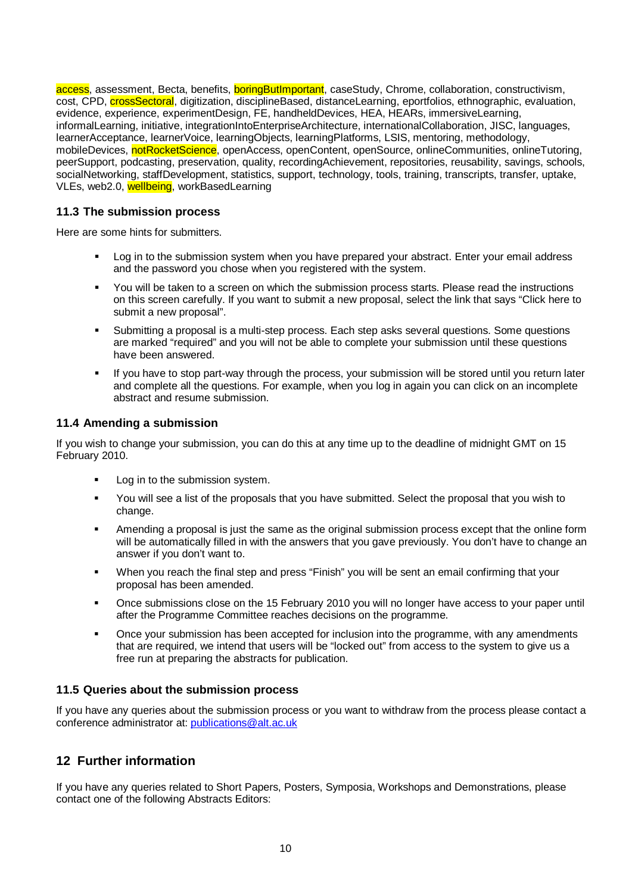access, assessment, Becta, benefits, boringButImportant, caseStudy, Chrome, collaboration, constructivism, cost, CPD, crossSectoral, digitization, disciplineBased, distanceLearning, eportfolios, ethnographic, evaluation, evidence, experience, experimentDesign, FE, handheldDevices, HEA, HEARs, immersiveLearning, informalLearning, initiative, integrationIntoEnterpriseArchitecture, internationalCollaboration, JISC, languages, learnerAcceptance, learnerVoice, learningObjects, learningPlatforms, LSIS, mentoring, methodology, mobileDevices, notRocketScience, openAccess, openContent, openSource, onlineCommunities, onlineTutoring, peerSupport, podcasting, preservation, quality, recordingAchievement, repositories, reusability, savings, schools, socialNetworking, staffDevelopment, statistics, support, technology, tools, training, transcripts, transfer, uptake, VLEs, web2.0, wellbeing, workBasedLearning

### 11.3 The submission process

Here are some hints for submitters.

- Log in to the submission system when you have prepared your abstract. Enter your email address and the password you chose when you registered with the system.
- You will be taken to a screen on which the submission process starts. Please read the instructions on this screen carefully. If you want to submit a new proposal, select the link that says "Click here to submit a new proposal".
- Submitting a proposal is a multi-step process. Each step asks several questions. Some questions are marked "required" and you will not be able to complete your submission until these questions have been answered.
- If you have to stop part-way through the process, your submission will be stored until you return later and complete all the questions. For example, when you log in again you can click on an incomplete abstract and resume submission.

### 11.4 Amending a submission

If you wish to change your submission, you can do this at any time up to the deadline of midnight GMT on 15 February 2010.

- Log in to the submission system.
- You will see a list of the proposals that you have submitted. Select the proposal that you wish to change.
- Amending a proposal is just the same as the original submission process except that the online form will be automatically filled in with the answers that you gave previously. You don't have to change an answer if you don't want to.
- When you reach the final step and press "Finish" you will be sent an email confirming that your proposal has been amended.
- Once submissions close on the 15 February 2010 you will no longer have access to your paper until after the Programme Committee reaches decisions on the programme.
- Once your submission has been accepted for inclusion into the programme, with any amendments that are required, we intend that users will be "locked out" from access to the system to give us a free run at preparing the abstracts for publication.

### 11.5 Queries about the submission process

If you have any queries about the submission process or you want to withdraw from the process please contact a conference administrator at: publications@alt.ac.uk

## 12 Further information

If you have any queries related to Short Papers, Posters, Symposia, Workshops and Demonstrations, please contact one of the following Abstracts Editors: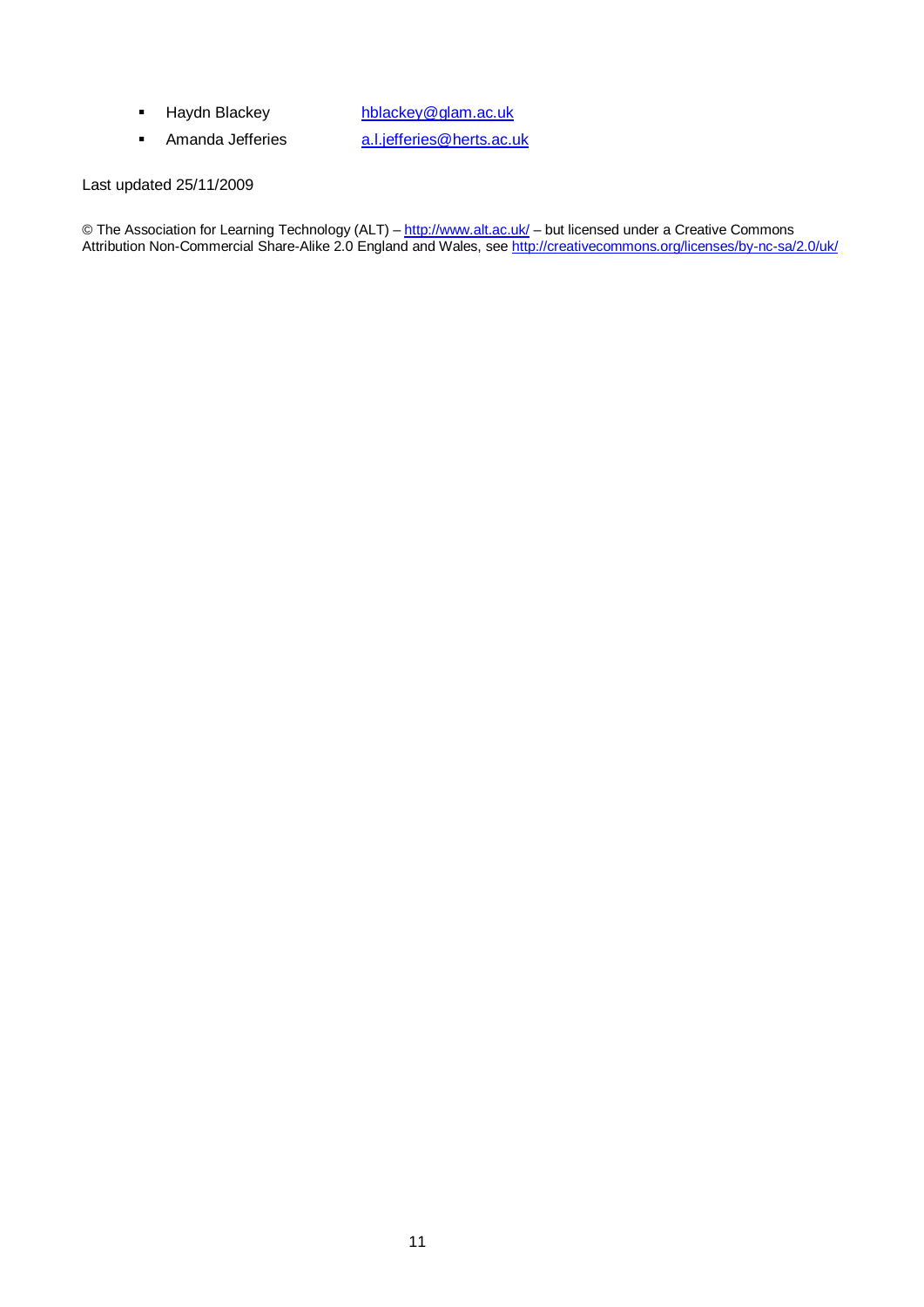- Haydn Blackey [hblackey@glam.ac.uk](mailto:hblackey@glam.ac.uk)
- Amanda Jefferies [a.l.jefferies@herts.ac.uk](mailto:a.l.jefferies@herts.ac.uk)

Last updated 25/11/2009

© The Association for Learning Technology (ALT) – http://www.alt.ac.uk/ – but licensed under a Creative Commons Attribution Non-Commercial Share-Alike 2.0 England and Wales, see http://creativecommons.org/licenses/by-nc-sa/2.0/uk/